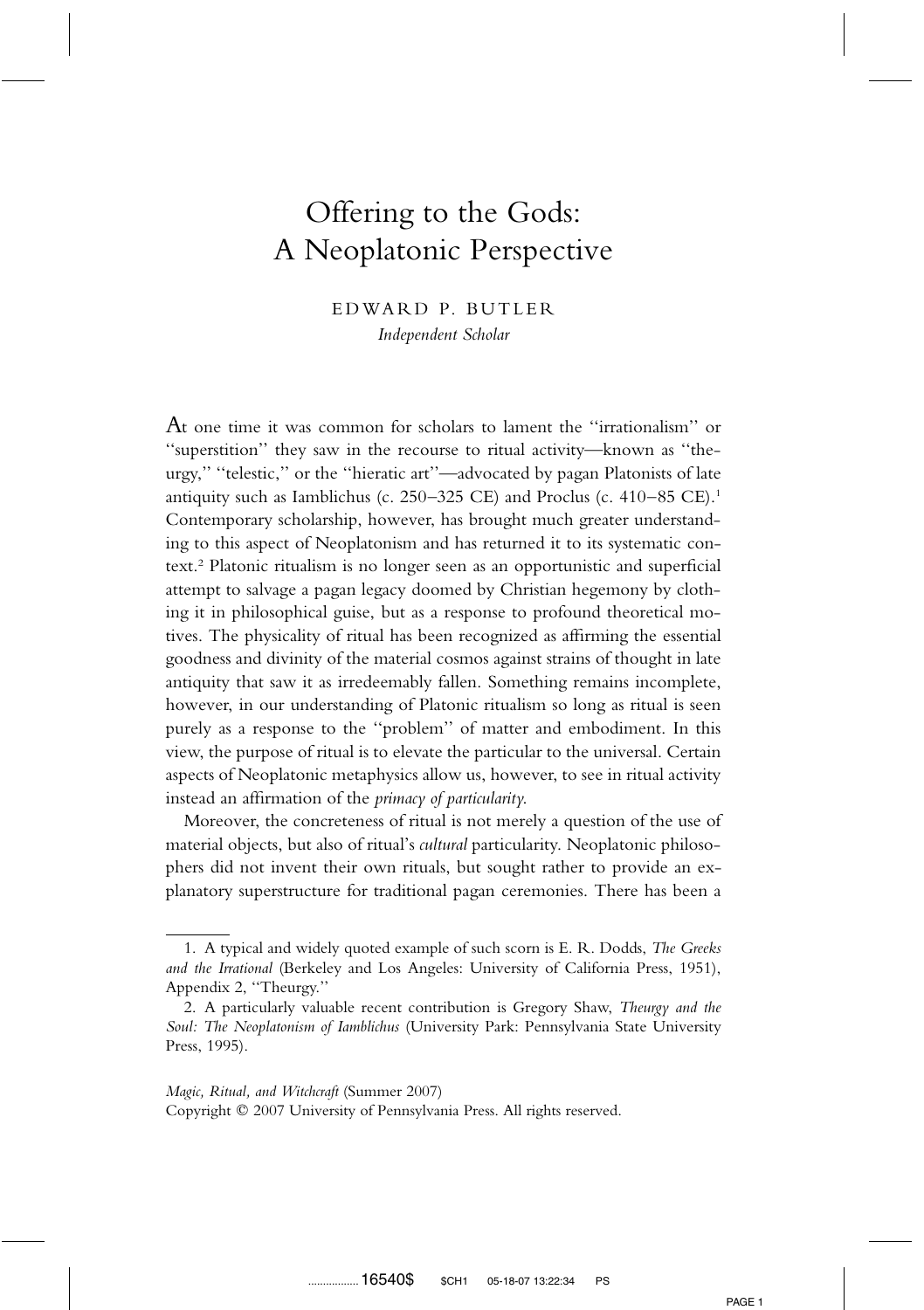# Offering to the Gods: A Neoplatonic Perspective

EDWARD P. BUTLER

*Independent Scholar*

At one time it was common for scholars to lament the ''irrationalism'' or ''superstition'' they saw in the recourse to ritual activity—known as ''theurgy,'' ''telestic,'' or the ''hieratic art''—advocated by pagan Platonists of late antiquity such as Iamblichus (c. 250–325 CE) and Proclus (c. 410–85 CE).[1] Contemporary scholarship, however, has brought much greater understanding to this aspect of Neoplatonism and has returned it to its systematic context.[2] Platonic ritualism is no longer seen as an opportunistic and superficial attempt to salvage a pagan legacy doomed by Christian hegemony by clothing it in philosophical guise, but as a response to profound theoretical motives. The physicality of ritual has been recognized as affirming the essential goodness and divinity of the material cosmos against strains of thought in late antiquity that saw it as irredeemably fallen. Something remains incomplete, however, in our understanding of Platonic ritualism so long as ritual is seen purely as a response to the ''problem'' of matter and embodiment. In this view, the purpose of ritual is to elevate the particular to the universal. Certain aspects of Neoplatonic metaphysics allow us, however, to see in ritual activity instead an affirmation of the *primacy of particularity*.

Moreover, the concreteness of ritual is not merely a question of the use of material objects, but also of ritual's *cultural* particularity. Neoplatonic philosophers did not invent their own rituals, but sought rather to provide an explanatory superstructure for traditional pagan ceremonies. There has been a

1. A typical and widely quoted example of such scorn is E. R. Dodds, *The Greeks and the Irrational* (Berkeley and Los Angeles: University of California Press, 1951), Appendix 2, ''Theurgy.''

2. A particularly valuable recent contribution is Gregory Shaw, *Theurgy and the Soul: The Neoplatonism of Iamblichus* (University Park: Pennsylvania State University Press, 1995).

*Magic, Ritual, and Witchcraft* (Summer 2007)
Copyright © 2007 University of Pennsylvania Press. All rights reserved.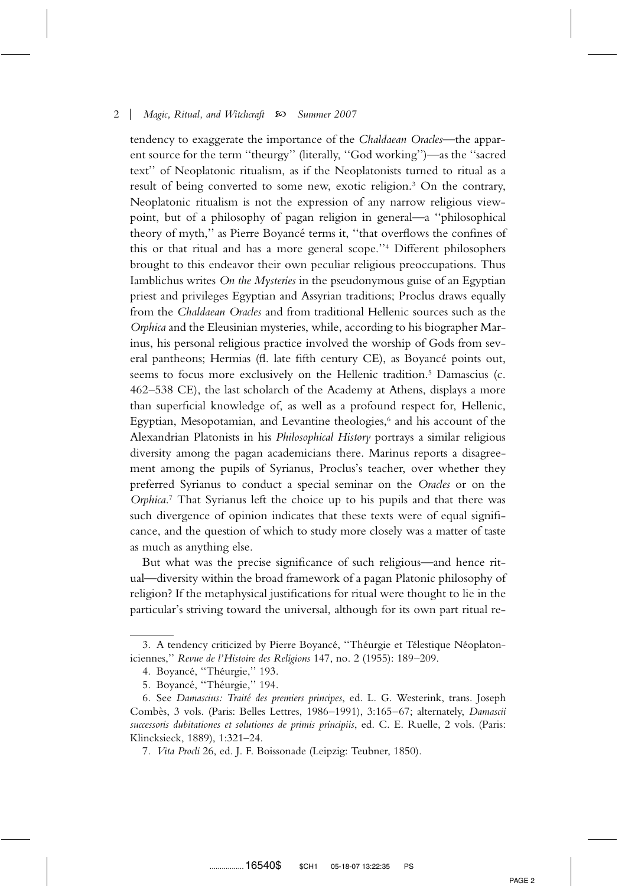tendency to exaggerate the importance of the *Chaldaean Oracles*—the apparent source for the term ''theurgy'' (literally, ''God working'')—as the ''sacred text'' of Neoplatonic ritualism, as if the Neoplatonists turned to ritual as a result of being converted to some new, exotic religion.[3] On the contrary, Neoplatonic ritualism is not the expression of any narrow religious viewpoint, but of a philosophy of pagan religion in general—a ''philosophical theory of myth,'' as Pierre Boyancé terms it, ''that overflows the confines of this or that ritual and has a more general scope.''[4] Different philosophers brought to this endeavor their own peculiar religious preoccupations. Thus Iamblichus writes *On the Mysteries* in the pseudonymous guise of an Egyptian priest and privileges Egyptian and Assyrian traditions; Proclus draws equally from the *Chaldaean Oracles* and from traditional Hellenic sources such as the *Orphica* and the Eleusinian mysteries, while, according to his biographer Marinus, his personal religious practice involved the worship of Gods from several pantheons; Hermias (fl. late fifth century CE), as Boyancé points out, seems to focus more exclusively on the Hellenic tradition.[5] Damascius (c. 462–538 CE), the last scholarch of the Academy at Athens, displays a more than superficial knowledge of, as well as a profound respect for, Hellenic, Egyptian, Mesopotamian, and Levantine theologies,[6] and his account of the Alexandrian Platonists in his *Philosophical History* portrays a similar religious diversity among the pagan academicians there. Marinus reports a disagreement among the pupils of Syrianus, Proclus's teacher, over whether they preferred Syrianus to conduct a special seminar on the *Oracles* or on the *Orphica*.[7] That Syrianus left the choice up to his pupils and that there was such divergence of opinion indicates that these texts were of equal significance, and the question of which to study more closely was a matter of taste as much as anything else.

But what was the precise significance of such religious—and hence ritual—diversity within the broad framework of a pagan Platonic philosophy of religion? If the metaphysical justifications for ritual were thought to lie in the particular's striving toward the universal, although for its own part ritual re-

---

3. A tendency criticized by Pierre Boyancé, ''Théurgie et Télestique Néoplatoniciennes,'' *Revue de l'Histoire des Religions* 147, no. 2 (1955): 189–209.

4. Boyancé, ''Théurgie,'' 193.

5. Boyancé, ''Théurgie,'' 194.

6. See *Damascius: Traité des premiers principes*, ed. L. G. Westerink, trans. Joseph Combès, 3 vols. (Paris: Belles Lettres, 1986–1991), 3:165–67; alternately, *Damascii successoris dubitationes et solutiones de primis principiis*, ed. C. E. Ruelle, 2 vols. (Paris: Klincksieck, 1889), 1:321–24.

7. *Vita Procli* 26, ed. J. F. Boissonade (Leipzig: Teubner, 1850).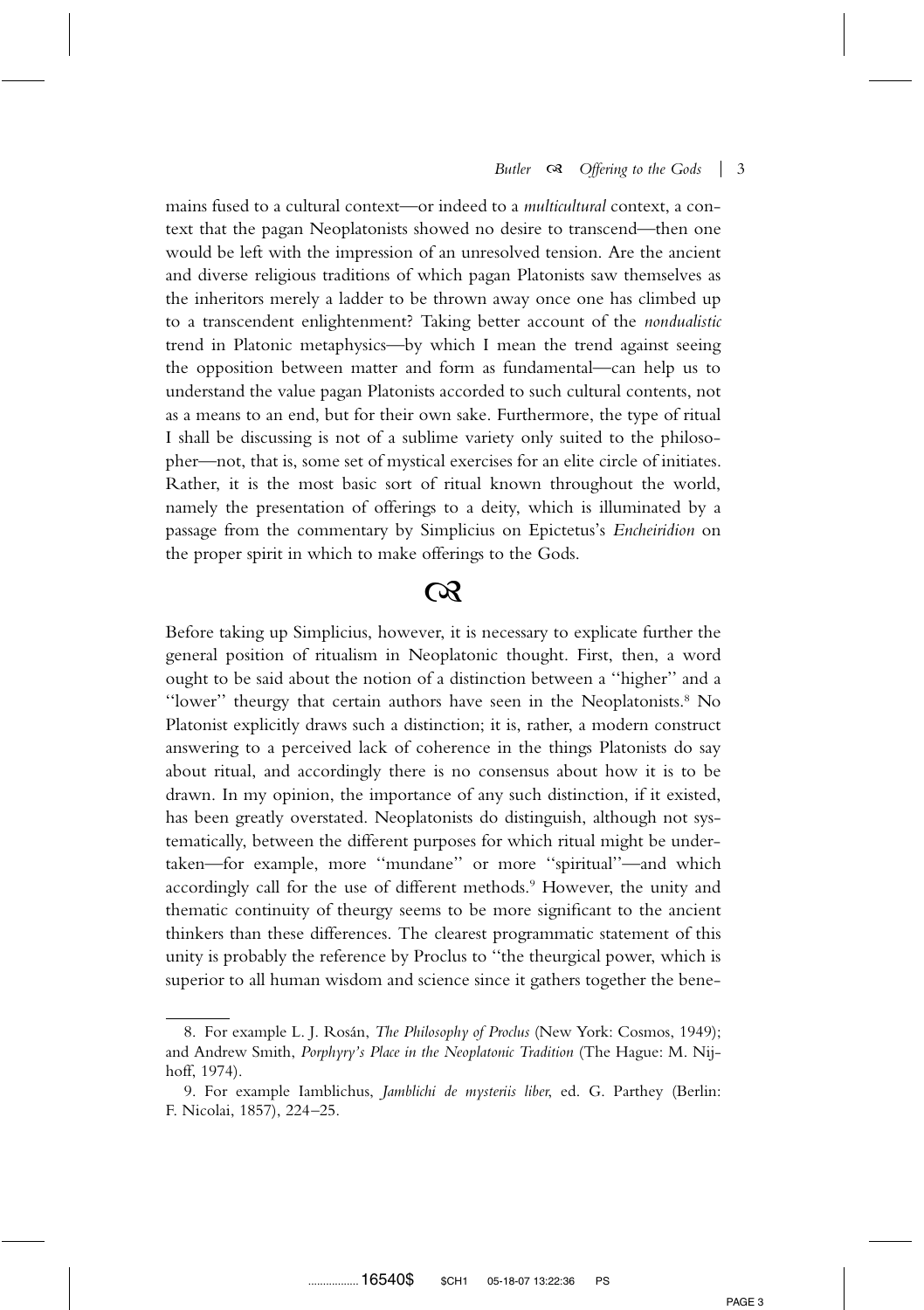mains fused to a cultural context—or indeed to a *multicultural* context, a context that the pagan Neoplatonists showed no desire to transcend—then one would be left with the impression of an unresolved tension. Are the ancient and diverse religious traditions of which pagan Platonists saw themselves as the inheritors merely a ladder to be thrown away once one has climbed up to a transcendent enlightenment? Taking better account of the *nondualistic* trend in Platonic metaphysics—by which I mean the trend against seeing the opposition between matter and form as fundamental—can help us to understand the value pagan Platonists accorded to such cultural contents, not as a means to an end, but for their own sake. Furthermore, the type of ritual I shall be discussing is not of a sublime variety only suited to the philosopher—not, that is, some set of mystical exercises for an elite circle of initiates. Rather, it is the most basic sort of ritual known throughout the world, namely the presentation of offerings to a deity, which is illuminated by a passage from the commentary by Simplicius on Epictetus's *Encheiridion* on the proper spirit in which to make offerings to the Gods.

☙

Before taking up Simplicius, however, it is necessary to explicate further the general position of ritualism in Neoplatonic thought. First, then, a word ought to be said about the notion of a distinction between a "higher" and a "lower" theurgy that certain authors have seen in the Neoplatonists.[8] No Platonist explicitly draws such a distinction; it is, rather, a modern construct answering to a perceived lack of coherence in the things Platonists do say about ritual, and accordingly there is no consensus about how it is to be drawn. In my opinion, the importance of any such distinction, if it existed, has been greatly overstated. Neoplatonists do distinguish, although not systematically, between the different purposes for which ritual might be undertaken—for example, more "mundane" or more "spiritual"—and which accordingly call for the use of different methods.[9] However, the unity and thematic continuity of theurgy seems to be more significant to the ancient thinkers than these differences. The clearest programmatic statement of this unity is probably the reference by Proclus to "the theurgical power, which is superior to all human wisdom and science since it gathers together the bene-

---

8. For example L. J. Rosán, *The Philosophy of Proclus* (New York: Cosmos, 1949); and Andrew Smith, *Porphyry's Place in the Neoplatonic Tradition* (The Hague: M. Nijhoff, 1974).

9. For example Iamblichus, *Jamblichi de mysteriis liber*, ed. G. Parthey (Berlin: F. Nicolai, 1857), 224–25.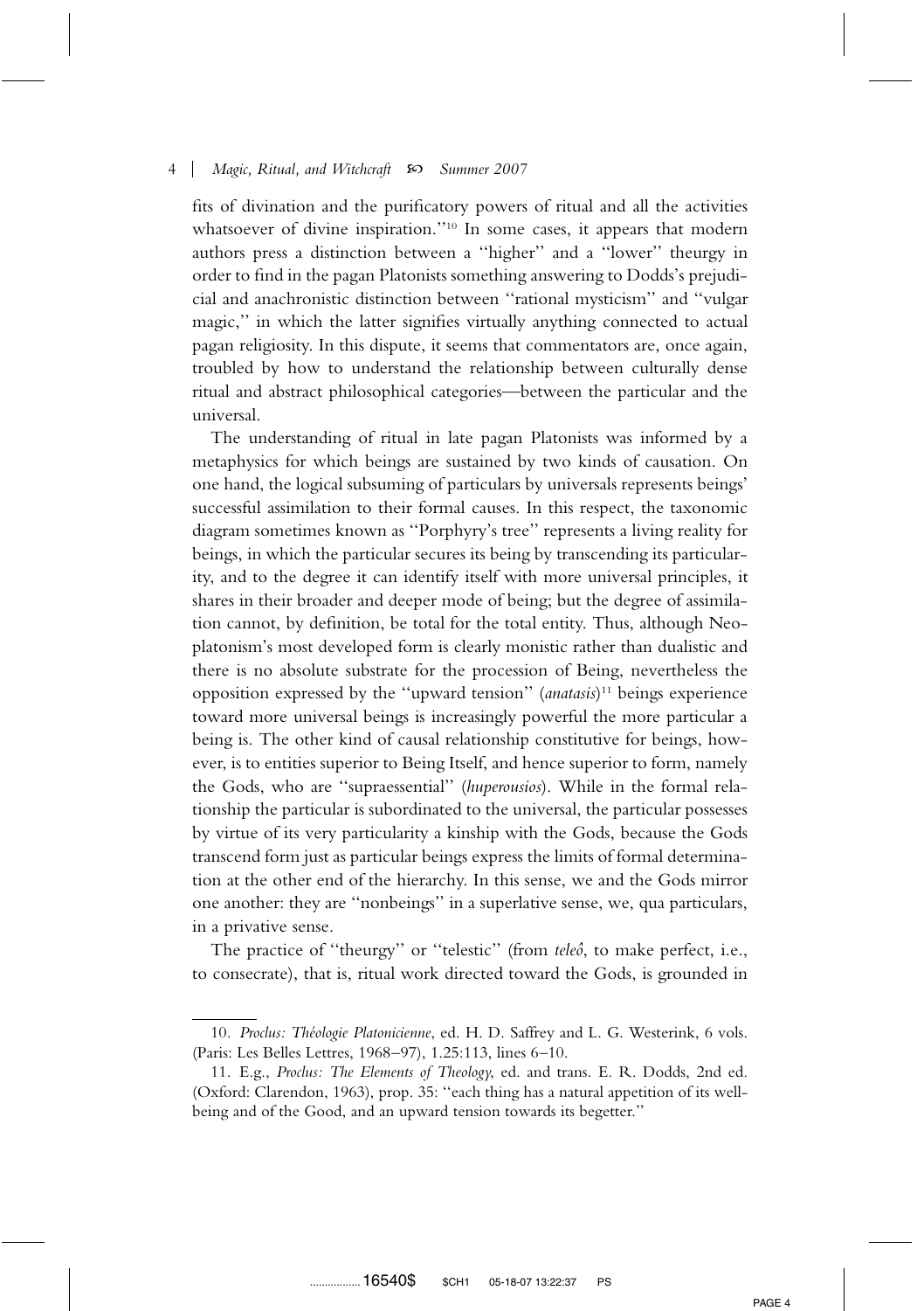fits of divination and the purificatory powers of ritual and all the activities whatsoever of divine inspiration.''[10] In some cases, it appears that modern authors press a distinction between a ''higher'' and a ''lower'' theurgy in order to find in the pagan Platonists something answering to Dodds's prejudicial and anachronistic distinction between ''rational mysticism'' and ''vulgar magic,'' in which the latter signifies virtually anything connected to actual pagan religiosity. In this dispute, it seems that commentators are, once again, troubled by how to understand the relationship between culturally dense ritual and abstract philosophical categories—between the particular and the universal.

The understanding of ritual in late pagan Platonists was informed by a metaphysics for which beings are sustained by two kinds of causation. On one hand, the logical subsuming of particulars by universals represents beings' successful assimilation to their formal causes. In this respect, the taxonomic diagram sometimes known as ''Porphyry's tree'' represents a living reality for beings, in which the particular secures its being by transcending its particularity, and to the degree it can identify itself with more universal principles, it shares in their broader and deeper mode of being; but the degree of assimilation cannot, by definition, be total for the total entity. Thus, although Neoplatonism's most developed form is clearly monistic rather than dualistic and there is no absolute substrate for the procession of Being, nevertheless the opposition expressed by the ''upward tension'' (*anatasis*)[11] beings experience toward more universal beings is increasingly powerful the more particular a being is. The other kind of causal relationship constitutive for beings, however, is to entities superior to Being Itself, and hence superior to form, namely the Gods, who are ''supraessential'' (*huperousios*). While in the formal relationship the particular is subordinated to the universal, the particular possesses by virtue of its very particularity a kinship with the Gods, because the Gods transcend form just as particular beings express the limits of formal determination at the other end of the hierarchy. In this sense, we and the Gods mirror one another: they are ''nonbeings'' in a superlative sense, we, qua particulars, in a privative sense.

The practice of ''theurgy'' or ''telestic'' (from *teleô*, to make perfect, i.e., to consecrate), that is, ritual work directed toward the Gods, is grounded in

10. *Proclus: Théologie Platonicienne*, ed. H. D. Saffrey and L. G. Westerink, 6 vols. (Paris: Les Belles Lettres, 1968–97), 1.25:113, lines 6–10.

11. E.g., *Proclus: The Elements of Theology*, ed. and trans. E. R. Dodds, 2nd ed. (Oxford: Clarendon, 1963), prop. 35: ''each thing has a natural appetition of its well-being and of the Good, and an upward tension towards its begetter.''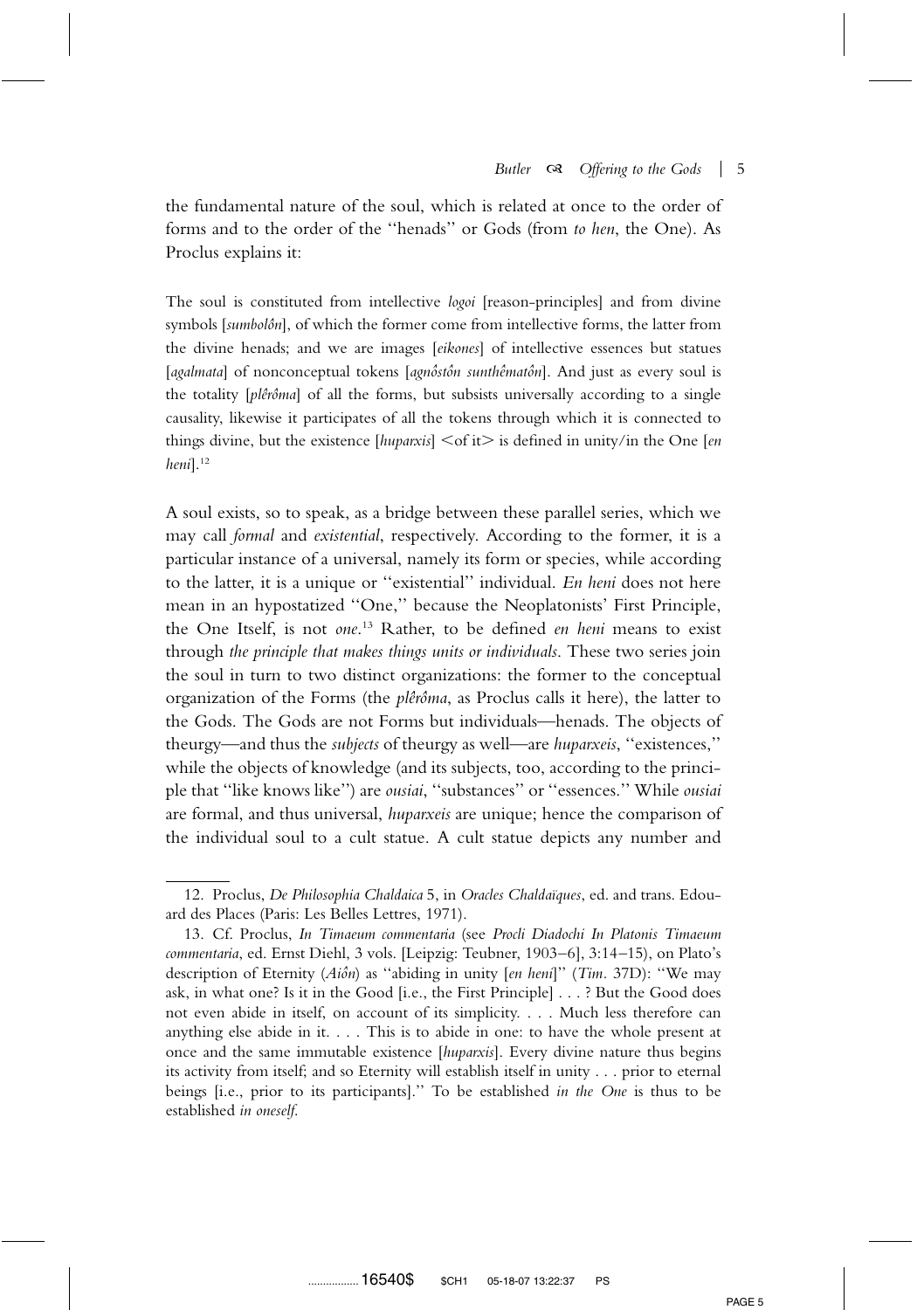the fundamental nature of the soul, which is related at once to the order of forms and to the order of the ''henads'' or Gods (from *to hen*, the One). As Proclus explains it:

> The soul is constituted from intellective *logoi* [reason-principles] and from divine symbols [*sumbolôn*], of which the former come from intellective forms, the latter from the divine henads; and we are images [*eikones*] of intellective essences but statues [*agalmata*] of nonconceptual tokens [*agnôstôn sunthêmatôn*]. And just as every soul is the totality [*plêrôma*] of all the forms, but subsists universally according to a single causality, likewise it participates of all the tokens through which it is connected to things divine, but the existence [*huparxis*] <of it> is defined in unity/in the One [*en heni*].[12]

A soul exists, so to speak, as a bridge between these parallel series, which we may call *formal* and *existential*, respectively. According to the former, it is a particular instance of a universal, namely its form or species, while according to the latter, it is a unique or ''existential'' individual. *En heni* does not here mean in an hypostatized ''One,'' because the Neoplatonists' First Principle, the One Itself, is not *one*.[13] Rather, to be defined *en heni* means to exist through *the principle that makes things units or individuals*. These two series join the soul in turn to two distinct organizations: the former to the conceptual organization of the Forms (the *plêrôma*, as Proclus calls it here), the latter to the Gods. The Gods are not Forms but individuals—henads. The objects of theurgy—and thus the *subjects* of theurgy as well—are *huparxeis*, ''existences,'' while the objects of knowledge (and its subjects, too, according to the principle that ''like knows like'') are *ousiai*, ''substances'' or ''essences.'' While *ousiai* are formal, and thus universal, *huparxeis* are unique; hence the comparison of the individual soul to a cult statue. A cult statue depicts any number and

---

12. Proclus, *De Philosophia Chaldaica* 5, in *Oracles Chaldaïques*, ed. and trans. Edouard des Places (Paris: Les Belles Lettres, 1971).

13. Cf. Proclus, *In Timaeum commentaria* (see *Procli Diadochi In Platonis Timaeum commentaria*, ed. Ernst Diehl, 3 vols. [Leipzig: Teubner, 1903–6], 3:14–15), on Plato's description of Eternity (*Aiôn*) as ''abiding in unity [*en heni*]'' (*Tim.* 37D): ''We may ask, in what one? Is it in the Good [i.e., the First Principle] . . . ? But the Good does not even abide in itself, on account of its simplicity. . . . Much less therefore can anything else abide in it. . . . This is to abide in one: to have the whole present at once and the same immutable existence [*huparxis*]. Every divine nature thus begins its activity from itself; and so Eternity will establish itself in unity . . . prior to eternal beings [i.e., prior to its participants].'' To be established *in the One* is thus to be established *in oneself*.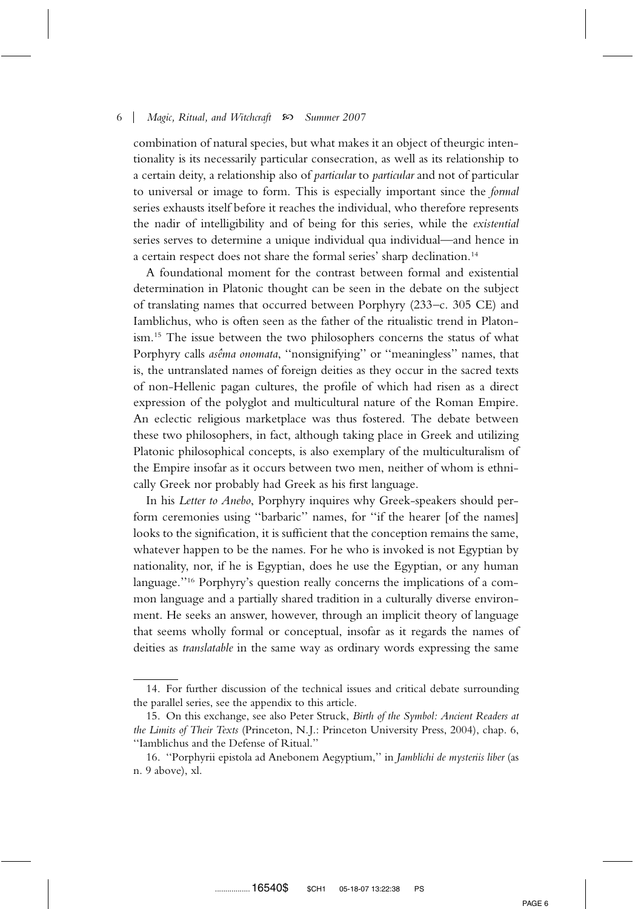combination of natural species, but what makes it an object of theurgic intentionality is its necessarily particular consecration, as well as its relationship to a certain deity, a relationship also of *particular* to *particular* and not of particular to universal or image to form. This is especially important since the *formal* series exhausts itself before it reaches the individual, who therefore represents the nadir of intelligibility and of being for this series, while the *existential* series serves to determine a unique individual qua individual—and hence in a certain respect does not share the formal series' sharp declination.[14]

A foundational moment for the contrast between formal and existential determination in Platonic thought can be seen in the debate on the subject of translating names that occurred between Porphyry (233–c. 305 CE) and Iamblichus, who is often seen as the father of the ritualistic trend in Platonism.[15] The issue between the two philosophers concerns the status of what Porphyry calls *asêma onomata*, ''nonsignifying'' or ''meaningless'' names, that is, the untranslated names of foreign deities as they occur in the sacred texts of non-Hellenic pagan cultures, the profile of which had risen as a direct expression of the polyglot and multicultural nature of the Roman Empire. An eclectic religious marketplace was thus fostered. The debate between these two philosophers, in fact, although taking place in Greek and utilizing Platonic philosophical concepts, is also exemplary of the multiculturalism of the Empire insofar as it occurs between two men, neither of whom is ethnically Greek nor probably had Greek as his first language.

In his *Letter to Anebo*, Porphyry inquires why Greek-speakers should perform ceremonies using ''barbaric'' names, for ''if the hearer [of the names] looks to the signification, it is sufficient that the conception remains the same, whatever happen to be the names. For he who is invoked is not Egyptian by nationality, nor, if he is Egyptian, does he use the Egyptian, or any human language.''[16] Porphyry's question really concerns the implications of a common language and a partially shared tradition in a culturally diverse environment. He seeks an answer, however, through an implicit theory of language that seems wholly formal or conceptual, insofar as it regards the names of deities as *translatable* in the same way as ordinary words expressing the same

---

14. For further discussion of the technical issues and critical debate surrounding the parallel series, see the appendix to this article.

15. On this exchange, see also Peter Struck, *Birth of the Symbol: Ancient Readers at the Limits of Their Texts* (Princeton, N.J.: Princeton University Press, 2004), chap. 6, ''Iamblichus and the Defense of Ritual.''

16. ''Porphyrii epistola ad Anebonem Aegyptium,'' in *Jamblichi de mysteriis liber* (as n. 9 above), xl.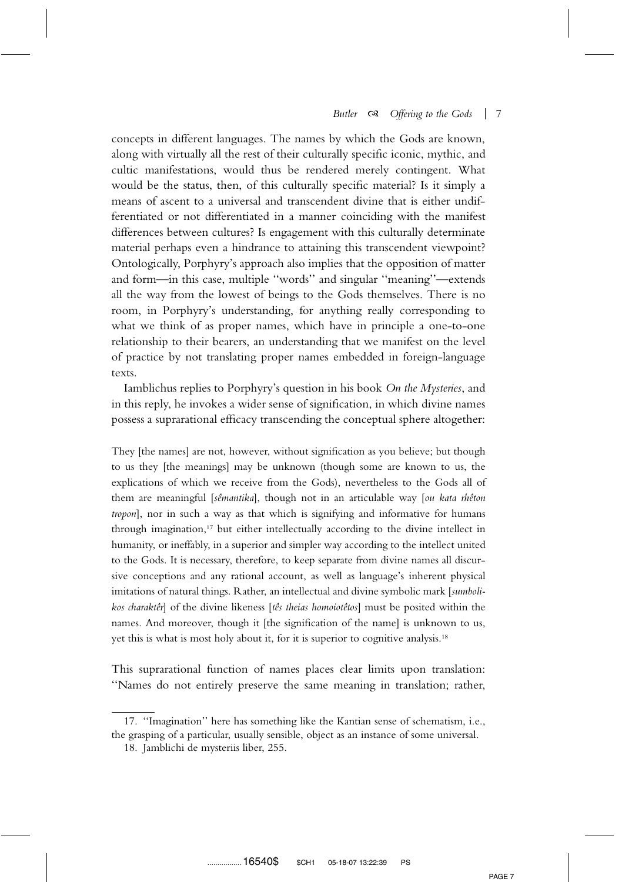concepts in different languages. The names by which the Gods are known, along with virtually all the rest of their culturally specific iconic, mythic, and cultic manifestations, would thus be rendered merely contingent. What would be the status, then, of this culturally specific material? Is it simply a means of ascent to a universal and transcendent divine that is either undifferentiated or not differentiated in a manner coinciding with the manifest differences between cultures? Is engagement with this culturally determinate material perhaps even a hindrance to attaining this transcendent viewpoint? Ontologically, Porphyry's approach also implies that the opposition of matter and form—in this case, multiple ''words'' and singular ''meaning''—extends all the way from the lowest of beings to the Gods themselves. There is no room, in Porphyry's understanding, for anything really corresponding to what we think of as proper names, which have in principle a one-to-one relationship to their bearers, an understanding that we manifest on the level of practice by not translating proper names embedded in foreign-language texts.

Iamblichus replies to Porphyry's question in his book *On the Mysteries*, and in this reply, he invokes a wider sense of signification, in which divine names possess a suprarational efficacy transcending the conceptual sphere altogether:

> They [the names] are not, however, without signification as you believe; but though to us they [the meanings] may be unknown (though some are known to us, the explications of which we receive from the Gods), nevertheless to the Gods all of them are meaningful [*sêmantika*], though not in an articulable way [*ou kata rhêton tropon*], nor in such a way as that which is signifying and informative for humans through imagination,[17] but either intellectually according to the divine intellect in humanity, or ineffably, in a superior and simpler way according to the intellect united to the Gods. It is necessary, therefore, to keep separate from divine names all discursive conceptions and any rational account, as well as language's inherent physical imitations of natural things. Rather, an intellectual and divine symbolic mark [*sumbolikos charaktêr*] of the divine likeness [*tês theias homoiotêtos*] must be posited within the names. And moreover, though it [the signification of the name] is unknown to us, yet this is what is most holy about it, for it is superior to cognitive analysis.[18]

This suprarational function of names places clear limits upon translation: ''Names do not entirely preserve the same meaning in translation; rather,

---

17. ''Imagination'' here has something like the Kantian sense of schematism, i.e., the grasping of a particular, usually sensible, object as an instance of some universal.

18. Jamblichi de mysteriis liber, 255.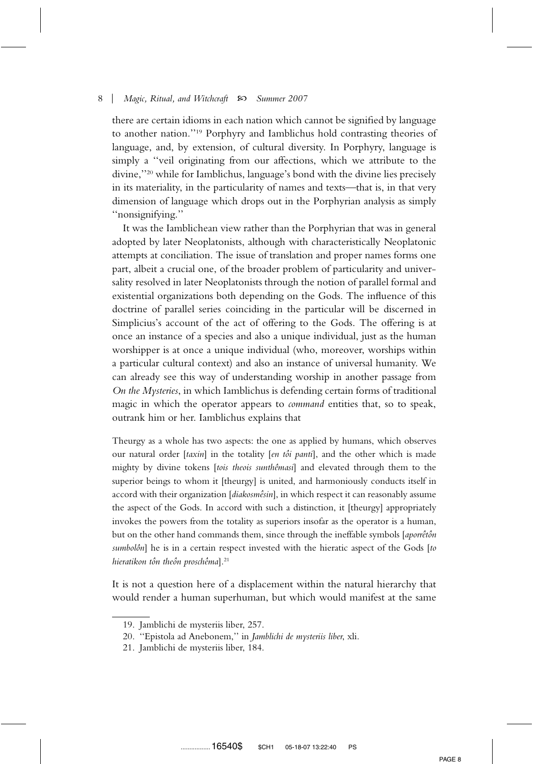there are certain idioms in each nation which cannot be signified by language to another nation."[19] Porphyry and Iamblichus hold contrasting theories of language, and, by extension, of cultural diversity. In Porphyry, language is simply a "veil originating from our affections, which we attribute to the divine,"[20] while for Iamblichus, language's bond with the divine lies precisely in its materiality, in the particularity of names and texts—that is, in that very dimension of language which drops out in the Porphyrian analysis as simply "nonsignifying."

It was the Iamblichean view rather than the Porphyrian that was in general adopted by later Neoplatonists, although with characteristically Neoplatonic attempts at conciliation. The issue of translation and proper names forms one part, albeit a crucial one, of the broader problem of particularity and universality resolved in later Neoplatonists through the notion of parallel formal and existential organizations both depending on the Gods. The influence of this doctrine of parallel series coinciding in the particular will be discerned in Simplicius's account of the act of offering to the Gods. The offering is at once an instance of a species and also a unique individual, just as the human worshipper is at once a unique individual (who, moreover, worships within a particular cultural context) and also an instance of universal humanity. We can already see this way of understanding worship in another passage from *On the Mysteries*, in which Iamblichus is defending certain forms of traditional magic in which the operator appears to *command* entities that, so to speak, outrank him or her. Iamblichus explains that

> Theurgy as a whole has two aspects: the one as applied by humans, which observes our natural order [*taxin*] in the totality [*en tôi panti*], and the other which is made mighty by divine tokens [*tois theois sunthêmasi*] and elevated through them to the superior beings to whom it [theurgy] is united, and harmoniously conducts itself in accord with their organization [*diakosmêsin*], in which respect it can reasonably assume the aspect of the Gods. In accord with such a distinction, it [theurgy] appropriately invokes the powers from the totality as superiors insofar as the operator is a human, but on the other hand commands them, since through the ineffable symbols [*aporrêtôn sumbolôn*] he is in a certain respect invested with the hieratic aspect of the Gods [*to hieratikon tôn theôn proschêma*].[21]

It is not a question here of a displacement within the natural hierarchy that would render a human superhuman, but which would manifest at the same

19. Jamblichi de mysteriis liber, 257.

20. "Epistola ad Anebonem," in *Jamblichi de mysteriis liber*, xli.

21. Jamblichi de mysteriis liber, 184.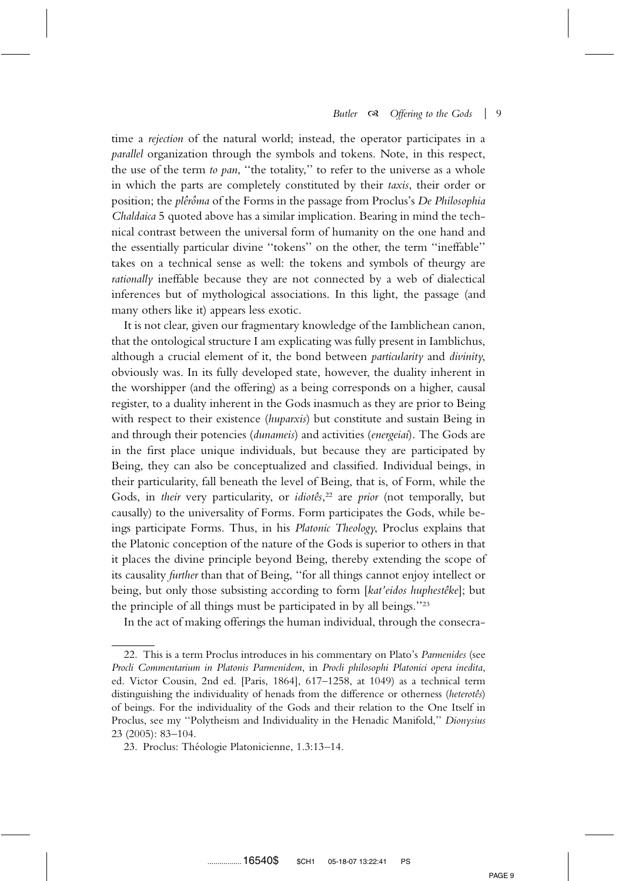time a *rejection* of the natural world; instead, the operator participates in a *parallel* organization through the symbols and tokens. Note, in this respect, the use of the term *to pan*, ''the totality,'' to refer to the universe as a whole in which the parts are completely constituted by their *taxis*, their order or position; the *plêrôma* of the Forms in the passage from Proclus's *De Philosophia Chaldaica* 5 quoted above has a similar implication. Bearing in mind the technical contrast between the universal form of humanity on the one hand and the essentially particular divine ''tokens'' on the other, the term ''ineffable'' takes on a technical sense as well: the tokens and symbols of theurgy are *rationally* ineffable because they are not connected by a web of dialectical inferences but of mythological associations. In this light, the passage (and many others like it) appears less exotic.

It is not clear, given our fragmentary knowledge of the Iamblichean canon, that the ontological structure I am explicating was fully present in Iamblichus, although a crucial element of it, the bond between *particularity* and *divinity*, obviously was. In its fully developed state, however, the duality inherent in the worshipper (and the offering) as a being corresponds on a higher, causal register, to a duality inherent in the Gods inasmuch as they are prior to Being with respect to their existence (*huparxis*) but constitute and sustain Being in and through their potencies (*dunameis*) and activities (*energeiai*). The Gods are in the first place unique individuals, but because they are participated by Being, they can also be conceptualized and classified. Individual beings, in their particularity, fall beneath the level of Being, that is, of Form, while the Gods, in *their* very particularity, or *idiotês*,[22] are *prior* (not temporally, but causally) to the universality of Forms. Form participates the Gods, while beings participate Forms. Thus, in his *Platonic Theology*, Proclus explains that the Platonic conception of the nature of the Gods is superior to others in that it places the divine principle beyond Being, thereby extending the scope of its causality *further* than that of Being, ''for all things cannot enjoy intellect or being, but only those subsisting according to form [*kat'eidos huphestêke*]; but the principle of all things must be participated in by all beings.''[23]

In the act of making offerings the human individual, through the consecra-

---

22. This is a term Proclus introduces in his commentary on Plato's *Parmenides* (see *Procli Commentarium in Platonis Parmenidem*, in *Procli philosophi Platonici opera inedita*, ed. Victor Cousin, 2nd ed. [Paris, 1864], 617–1258, at 1049) as a technical term distinguishing the individuality of henads from the difference or otherness (*heterotês*) of beings. For the individuality of the Gods and their relation to the One Itself in Proclus, see my ''Polytheism and Individuality in the Henadic Manifold,'' *Dionysius* 23 (2005): 83–104.

23. Proclus: Théologie Platonicienne, 1.3:13–14.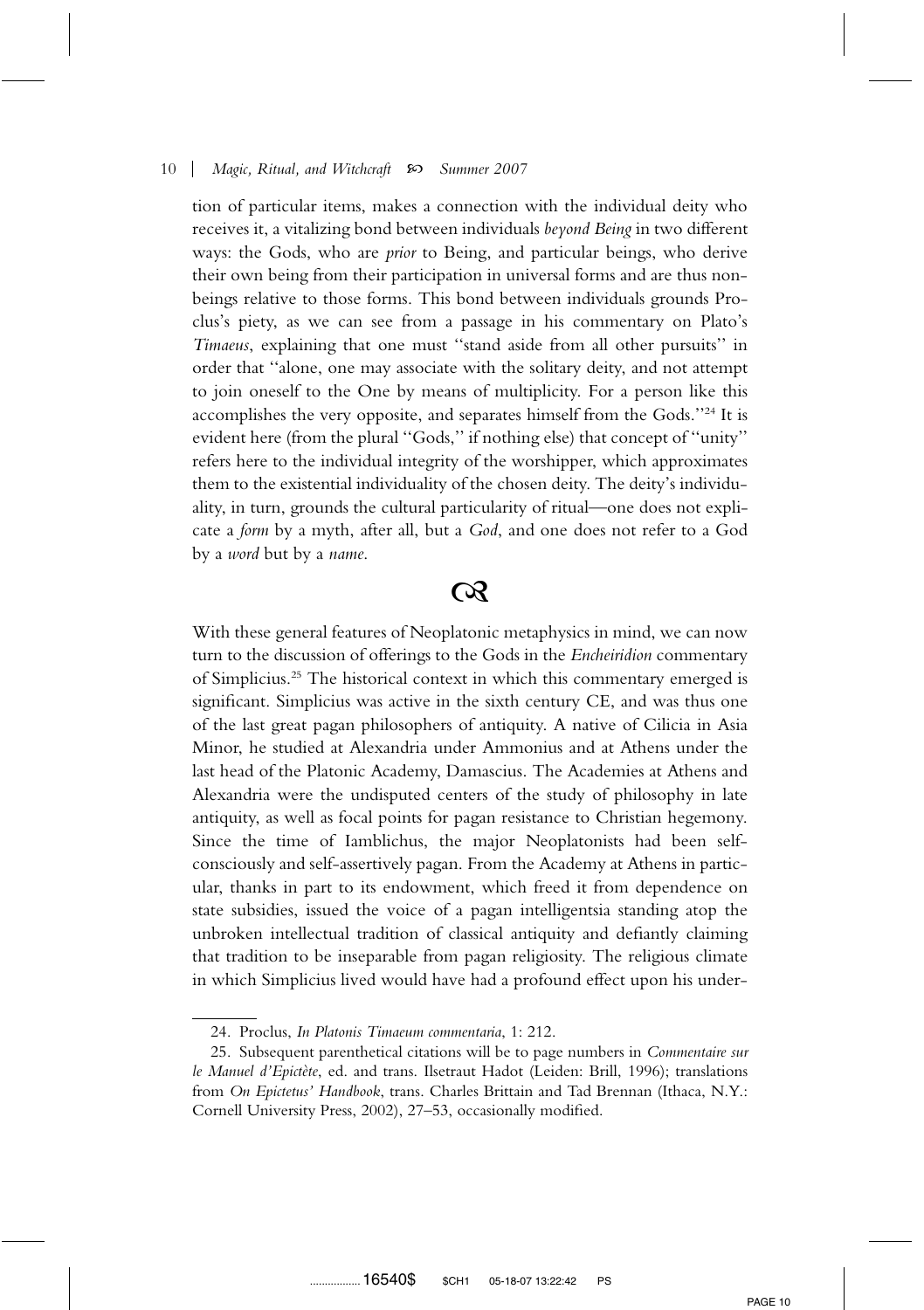tion of particular items, makes a connection with the individual deity who receives it, a vitalizing bond between individuals *beyond Being* in two different ways: the Gods, who are *prior* to Being, and particular beings, who derive their own being from their participation in universal forms and are thus non-beings relative to those forms. This bond between individuals grounds Proclus's piety, as we can see from a passage in his commentary on Plato's *Timaeus*, explaining that one must "stand aside from all other pursuits" in order that "alone, one may associate with the solitary deity, and not attempt to join oneself to the One by means of multiplicity. For a person like this accomplishes the very opposite, and separates himself from the Gods."[24] It is evident here (from the plural "Gods," if nothing else) that concept of "unity" refers here to the individual integrity of the worshipper, which approximates them to the existential individuality of the chosen deity. The deity's individuality, in turn, grounds the cultural particularity of ritual—one does not explicate a *form* by a myth, after all, but a *God*, and one does not refer to a God by a *word* but by a *name*.

☙

With these general features of Neoplatonic metaphysics in mind, we can now turn to the discussion of offerings to the Gods in the *Encheiridion* commentary of Simplicius.[25] The historical context in which this commentary emerged is significant. Simplicius was active in the sixth century CE, and was thus one of the last great pagan philosophers of antiquity. A native of Cilicia in Asia Minor, he studied at Alexandria under Ammonius and at Athens under the last head of the Platonic Academy, Damascius. The Academies at Athens and Alexandria were the undisputed centers of the study of philosophy in late antiquity, as well as focal points for pagan resistance to Christian hegemony. Since the time of Iamblichus, the major Neoplatonists had been self-consciously and self-assertively pagan. From the Academy at Athens in particular, thanks in part to its endowment, which freed it from dependence on state subsidies, issued the voice of a pagan intelligentsia standing atop the unbroken intellectual tradition of classical antiquity and defiantly claiming that tradition to be inseparable from pagan religiosity. The religious climate in which Simplicius lived would have had a profound effect upon his under-

24. Proclus, *In Platonis Timaeum commentaria*, 1: 212.

25. Subsequent parenthetical citations will be to page numbers in *Commentaire sur le Manuel d'Epictète*, ed. and trans. Ilsetraut Hadot (Leiden: Brill, 1996); translations from *On Epictetus' Handbook*, trans. Charles Brittain and Tad Brennan (Ithaca, N.Y.: Cornell University Press, 2002), 27–53, occasionally modified.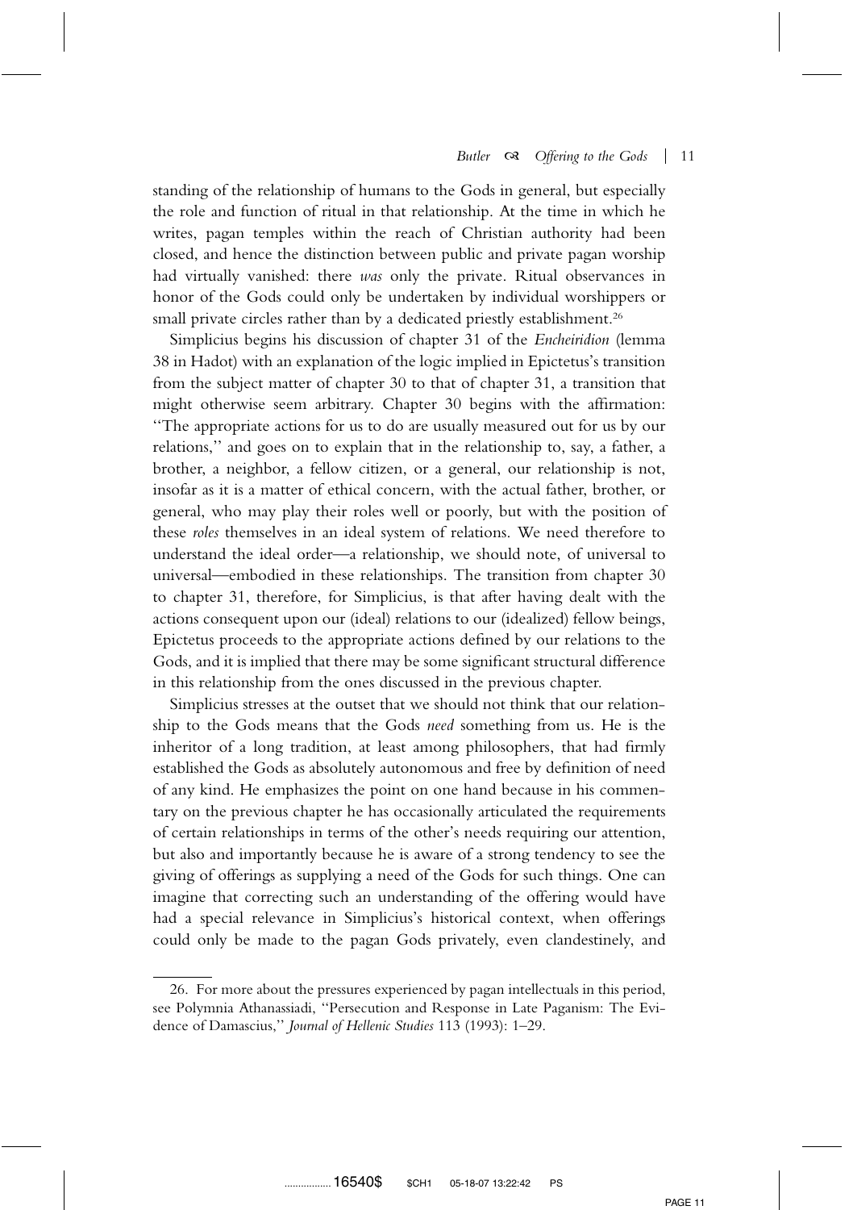standing of the relationship of humans to the Gods in general, but especially the role and function of ritual in that relationship. At the time in which he writes, pagan temples within the reach of Christian authority had been closed, and hence the distinction between public and private pagan worship had virtually vanished: there *was* only the private. Ritual observances in honor of the Gods could only be undertaken by individual worshippers or small private circles rather than by a dedicated priestly establishment.[26]

Simplicius begins his discussion of chapter 31 of the *Encheiridion* (lemma 38 in Hadot) with an explanation of the logic implied in Epictetus's transition from the subject matter of chapter 30 to that of chapter 31, a transition that might otherwise seem arbitrary. Chapter 30 begins with the affirmation: ''The appropriate actions for us to do are usually measured out for us by our relations,'' and goes on to explain that in the relationship to, say, a father, a brother, a neighbor, a fellow citizen, or a general, our relationship is not, insofar as it is a matter of ethical concern, with the actual father, brother, or general, who may play their roles well or poorly, but with the position of these *roles* themselves in an ideal system of relations. We need therefore to understand the ideal order—a relationship, we should note, of universal to universal—embodied in these relationships. The transition from chapter 30 to chapter 31, therefore, for Simplicius, is that after having dealt with the actions consequent upon our (ideal) relations to our (idealized) fellow beings, Epictetus proceeds to the appropriate actions defined by our relations to the Gods, and it is implied that there may be some significant structural difference in this relationship from the ones discussed in the previous chapter.

Simplicius stresses at the outset that we should not think that our relationship to the Gods means that the Gods *need* something from us. He is the inheritor of a long tradition, at least among philosophers, that had firmly established the Gods as absolutely autonomous and free by definition of need of any kind. He emphasizes the point on one hand because in his commentary on the previous chapter he has occasionally articulated the requirements of certain relationships in terms of the other's needs requiring our attention, but also and importantly because he is aware of a strong tendency to see the giving of offerings as supplying a need of the Gods for such things. One can imagine that correcting such an understanding of the offering would have had a special relevance in Simplicius's historical context, when offerings could only be made to the pagan Gods privately, even clandestinely, and

26. For more about the pressures experienced by pagan intellectuals in this period, see Polymnia Athanassiadi, ''Persecution and Response in Late Paganism: The Evidence of Damascius,'' *Journal of Hellenic Studies* 113 (1993): 1–29.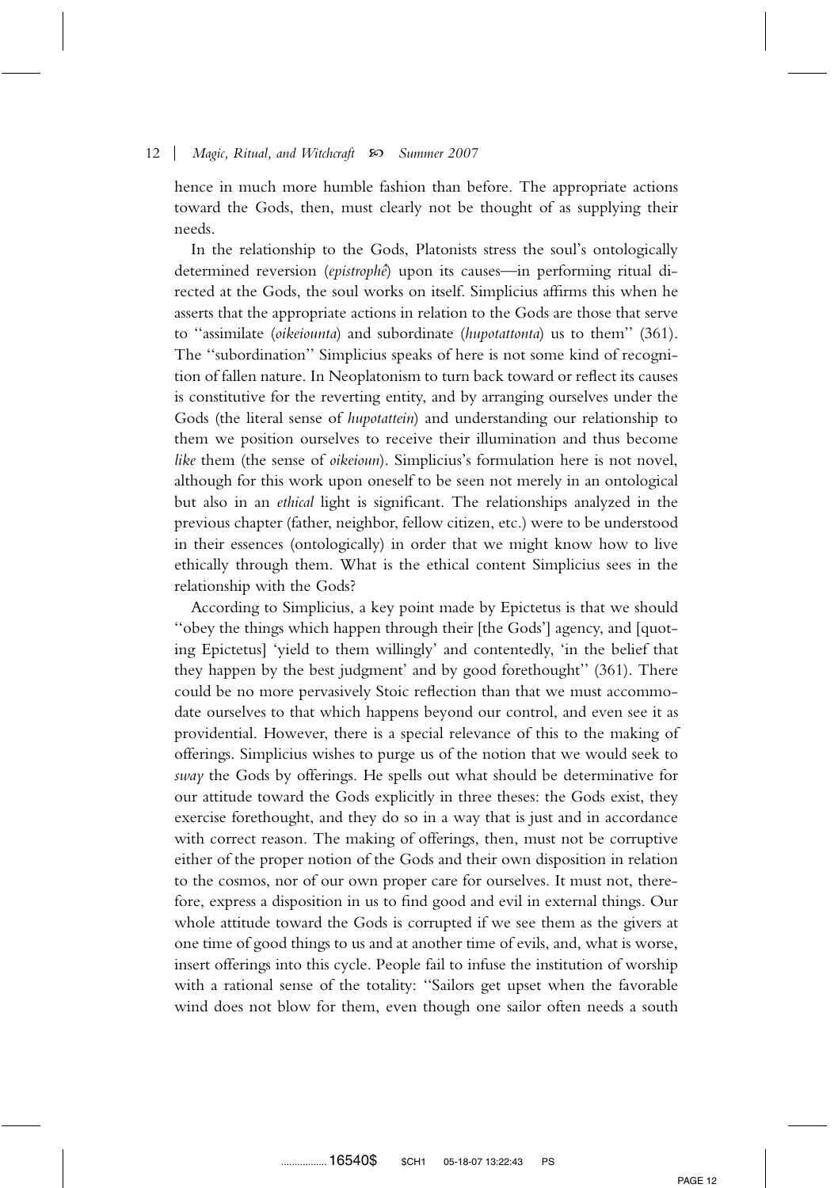hence in much more humble fashion than before. The appropriate actions toward the Gods, then, must clearly not be thought of as supplying their needs.

In the relationship to the Gods, Platonists stress the soul's ontologically determined reversion (*epistrophê*) upon its causes—in performing ritual directed at the Gods, the soul works on itself. Simplicius affirms this when he asserts that the appropriate actions in relation to the Gods are those that serve to ''assimilate (*oikeiounta*) and subordinate (*hupotattonta*) us to them'' (361). The ''subordination'' Simplicius speaks of here is not some kind of recognition of fallen nature. In Neoplatonism to turn back toward or reflect its causes is constitutive for the reverting entity, and by arranging ourselves under the Gods (the literal sense of *hupotattein*) and understanding our relationship to them we position ourselves to receive their illumination and thus become *like* them (the sense of *oikeioun*). Simplicius's formulation here is not novel, although for this work upon oneself to be seen not merely in an ontological but also in an *ethical* light is significant. The relationships analyzed in the previous chapter (father, neighbor, fellow citizen, etc.) were to be understood in their essences (ontologically) in order that we might know how to live ethically through them. What is the ethical content Simplicius sees in the relationship with the Gods?

According to Simplicius, a key point made by Epictetus is that we should ''obey the things which happen through their [the Gods'] agency, and [quoting Epictetus] 'yield to them willingly' and contentedly, 'in the belief that they happen by the best judgment' and by good forethought'' (361). There could be no more pervasively Stoic reflection than that we must accommodate ourselves to that which happens beyond our control, and even see it as providential. However, there is a special relevance of this to the making of offerings. Simplicius wishes to purge us of the notion that we would seek to *sway* the Gods by offerings. He spells out what should be determinative for our attitude toward the Gods explicitly in three theses: the Gods exist, they exercise forethought, and they do so in a way that is just and in accordance with correct reason. The making of offerings, then, must not be corruptive either of the proper notion of the Gods and their own disposition in relation to the cosmos, nor of our own proper care for ourselves. It must not, therefore, express a disposition in us to find good and evil in external things. Our whole attitude toward the Gods is corrupted if we see them as the givers at one time of good things to us and at another time of evils, and, what is worse, insert offerings into this cycle. People fail to infuse the institution of worship with a rational sense of the totality: ''Sailors get upset when the favorable wind does not blow for them, even though one sailor often needs a south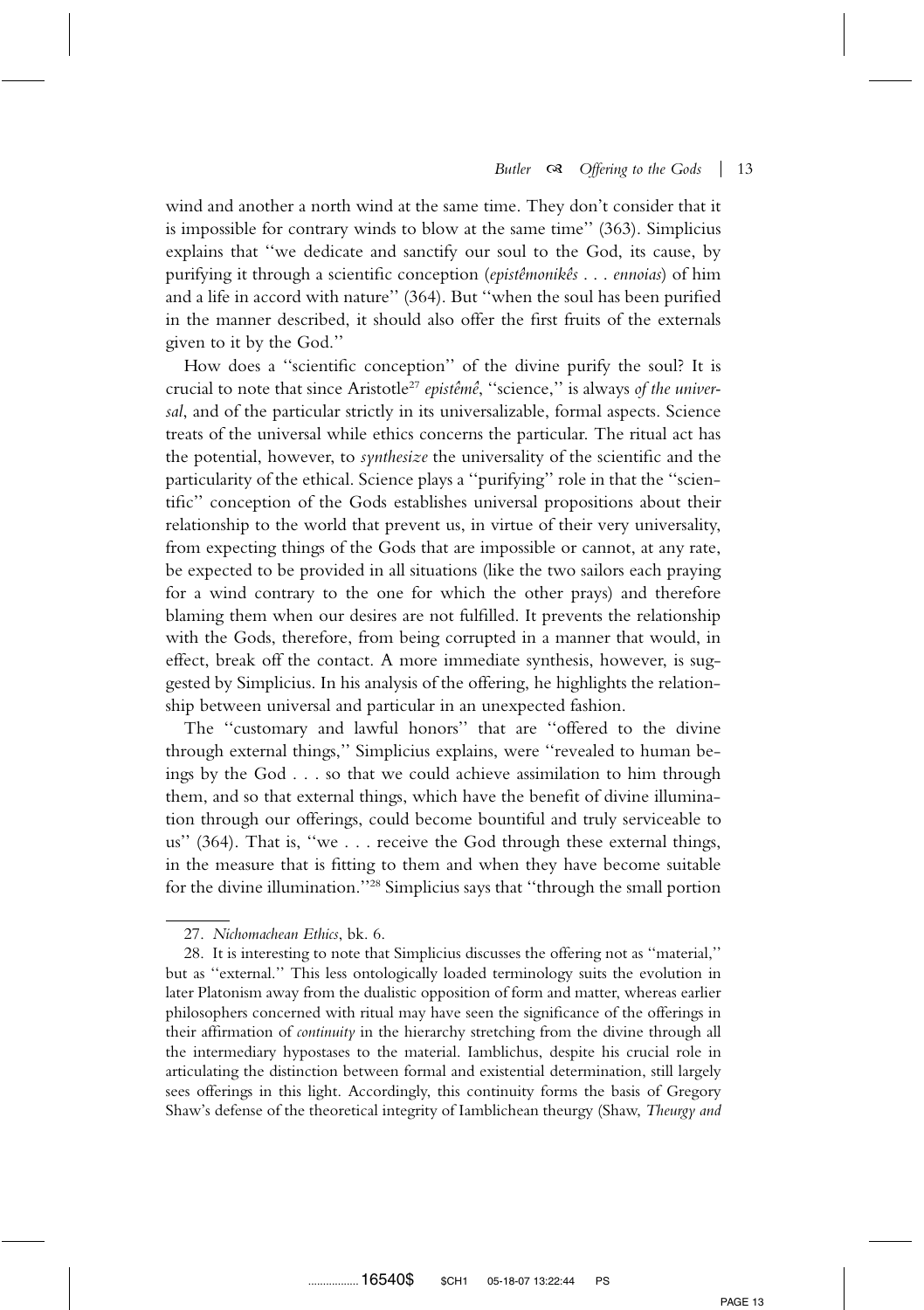wind and another a north wind at the same time. They don't consider that it is impossible for contrary winds to blow at the same time'' (363). Simplicius explains that ''we dedicate and sanctify our soul to the God, its cause, by purifying it through a scientific conception (*epistêmonikês* . . . *ennoias*) of him and a life in accord with nature'' (364). But ''when the soul has been purified in the manner described, it should also offer the first fruits of the externals given to it by the God.''

How does a ''scientific conception'' of the divine purify the soul? It is crucial to note that since Aristotle[27] *epistêmê*, ''science,'' is always *of the universal*, and of the particular strictly in its universalizable, formal aspects. Science treats of the universal while ethics concerns the particular. The ritual act has the potential, however, to *synthesize* the universality of the scientific and the particularity of the ethical. Science plays a ''purifying'' role in that the ''scientific'' conception of the Gods establishes universal propositions about their relationship to the world that prevent us, in virtue of their very universality, from expecting things of the Gods that are impossible or cannot, at any rate, be expected to be provided in all situations (like the two sailors each praying for a wind contrary to the one for which the other prays) and therefore blaming them when our desires are not fulfilled. It prevents the relationship with the Gods, therefore, from being corrupted in a manner that would, in effect, break off the contact. A more immediate synthesis, however, is suggested by Simplicius. In his analysis of the offering, he highlights the relationship between universal and particular in an unexpected fashion.

The ''customary and lawful honors'' that are ''offered to the divine through external things,'' Simplicius explains, were ''revealed to human beings by the God . . . so that we could achieve assimilation to him through them, and so that external things, which have the benefit of divine illumination through our offerings, could become bountiful and truly serviceable to us'' (364). That is, ''we . . . receive the God through these external things, in the measure that is fitting to them and when they have become suitable for the divine illumination.''[28] Simplicius says that ''through the small portion

---

27. *Nichomachean Ethics*, bk. 6.

28. It is interesting to note that Simplicius discusses the offering not as ''material,'' but as ''external.'' This less ontologically loaded terminology suits the evolution in later Platonism away from the dualistic opposition of form and matter, whereas earlier philosophers concerned with ritual may have seen the significance of the offerings in their affirmation of *continuity* in the hierarchy stretching from the divine through all the intermediary hypostases to the material. Iamblichus, despite his crucial role in articulating the distinction between formal and existential determination, still largely sees offerings in this light. Accordingly, this continuity forms the basis of Gregory Shaw's defense of the theoretical integrity of Iamblichean theurgy (Shaw, *Theurgy and*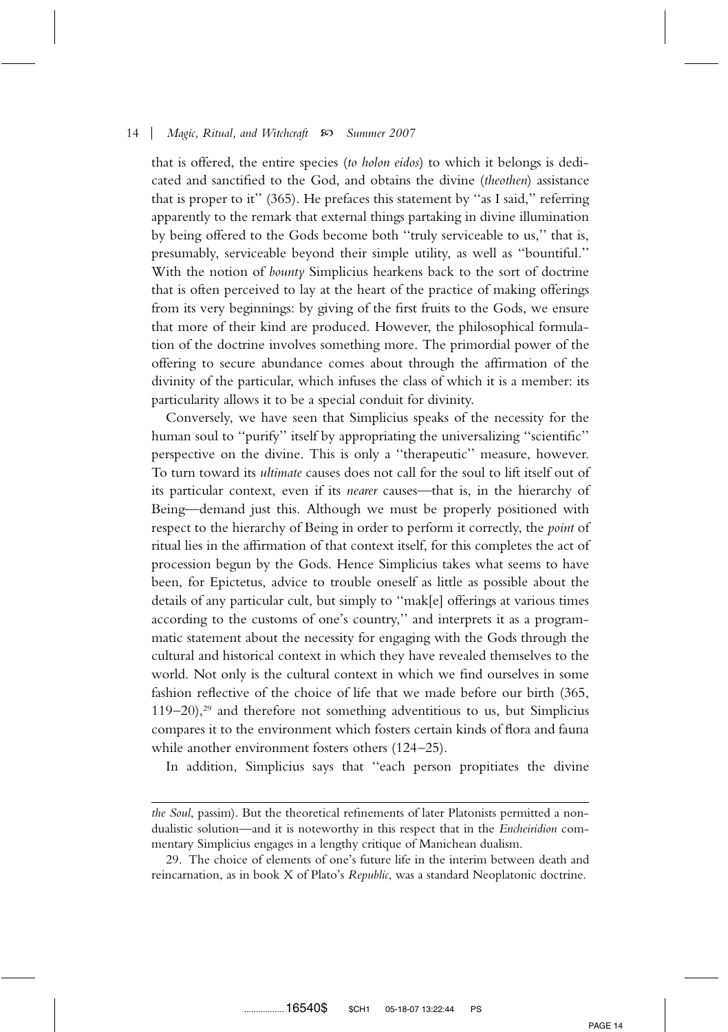that is offered, the entire species (*to holon eidos*) to which it belongs is dedicated and sanctified to the God, and obtains the divine (*theothen*) assistance that is proper to it'' (365). He prefaces this statement by ''as I said,'' referring apparently to the remark that external things partaking in divine illumination by being offered to the Gods become both ''truly serviceable to us,'' that is, presumably, serviceable beyond their simple utility, as well as ''bountiful.'' With the notion of *bounty* Simplicius hearkens back to the sort of doctrine that is often perceived to lay at the heart of the practice of making offerings from its very beginnings: by giving of the first fruits to the Gods, we ensure that more of their kind are produced. However, the philosophical formulation of the doctrine involves something more. The primordial power of the offering to secure abundance comes about through the affirmation of the divinity of the particular, which infuses the class of which it is a member: its particularity allows it to be a special conduit for divinity.

Conversely, we have seen that Simplicius speaks of the necessity for the human soul to ''purify'' itself by appropriating the universalizing ''scientific'' perspective on the divine. This is only a ''therapeutic'' measure, however. To turn toward its *ultimate* causes does not call for the soul to lift itself out of its particular context, even if its *nearer* causes—that is, in the hierarchy of Being—demand just this. Although we must be properly positioned with respect to the hierarchy of Being in order to perform it correctly, the *point* of ritual lies in the affirmation of that context itself, for this completes the act of procession begun by the Gods. Hence Simplicius takes what seems to have been, for Epictetus, advice to trouble oneself as little as possible about the details of any particular cult, but simply to ''mak[e] offerings at various times according to the customs of one's country,'' and interprets it as a programmatic statement about the necessity for engaging with the Gods through the cultural and historical context in which they have revealed themselves to the world. Not only is the cultural context in which we find ourselves in some fashion reflective of the choice of life that we made before our birth (365, 119–20),[29] and therefore not something adventitious to us, but Simplicius compares it to the environment which fosters certain kinds of flora and fauna while another environment fosters others (124–25).

In addition, Simplicius says that ''each person propitiates the divine

---

*the Soul*, passim). But the theoretical refinements of later Platonists permitted a non-dualistic solution—and it is noteworthy in this respect that in the *Encheiridion* commentary Simplicius engages in a lengthy critique of Manichean dualism.

29. The choice of elements of one's future life in the interim between death and reincarnation, as in book X of Plato's *Republic*, was a standard Neoplatonic doctrine.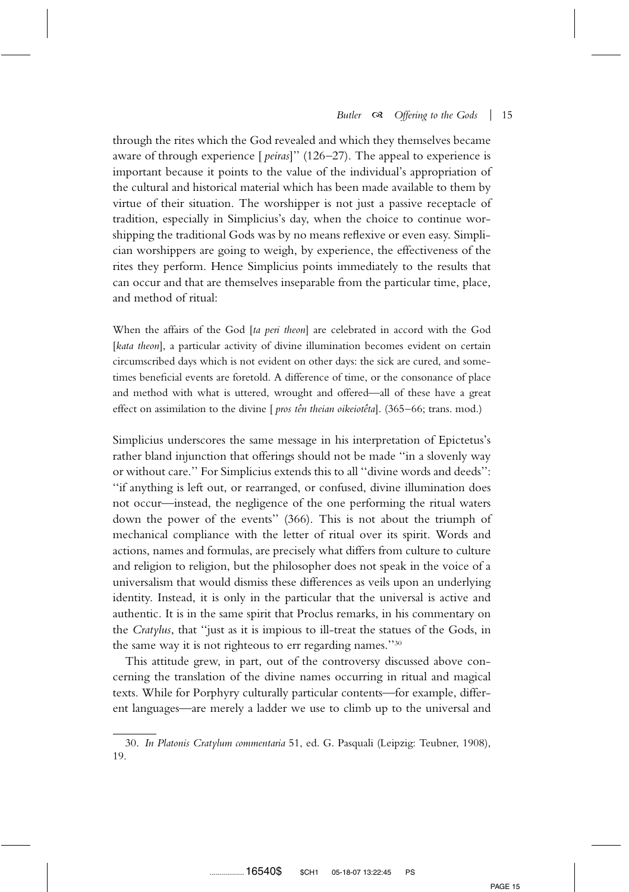through the rites which the God revealed and which they themselves became aware of through experience [*peiras*]'' (126–27). The appeal to experience is important because it points to the value of the individual's appropriation of the cultural and historical material which has been made available to them by virtue of their situation. The worshipper is not just a passive receptacle of tradition, especially in Simplicius's day, when the choice to continue worshipping the traditional Gods was by no means reflexive or even easy. Simplician worshippers are going to weigh, by experience, the effectiveness of the rites they perform. Hence Simplicius points immediately to the results that can occur and that are themselves inseparable from the particular time, place, and method of ritual:

> When the affairs of the God [*ta peri theon*] are celebrated in accord with the God [*kata theon*], a particular activity of divine illumination becomes evident on certain circumscribed days which is not evident on other days: the sick are cured, and sometimes beneficial events are foretold. A difference of time, or the consonance of place and method with what is uttered, wrought and offered—all of these have a great effect on assimilation to the divine [*pros tên theian oikeiotêta*]. (365–66; trans. mod.)

Simplicius underscores the same message in his interpretation of Epictetus's rather bland injunction that offerings should not be made ''in a slovenly way or without care.'' For Simplicius extends this to all ''divine words and deeds'': ''if anything is left out, or rearranged, or confused, divine illumination does not occur—instead, the negligence of the one performing the ritual waters down the power of the events'' (366). This is not about the triumph of mechanical compliance with the letter of ritual over its spirit. Words and actions, names and formulas, are precisely what differs from culture to culture and religion to religion, but the philosopher does not speak in the voice of a universalism that would dismiss these differences as veils upon an underlying identity. Instead, it is only in the particular that the universal is active and authentic. It is in the same spirit that Proclus remarks, in his commentary on the *Cratylus*, that ''just as it is impious to ill-treat the statues of the Gods, in the same way it is not righteous to err regarding names.''[30]

This attitude grew, in part, out of the controversy discussed above concerning the translation of the divine names occurring in ritual and magical texts. While for Porphyry culturally particular contents—for example, different languages—are merely a ladder we use to climb up to the universal and

30. *In Platonis Cratylum commentaria* 51, ed. G. Pasquali (Leipzig: Teubner, 1908), 19.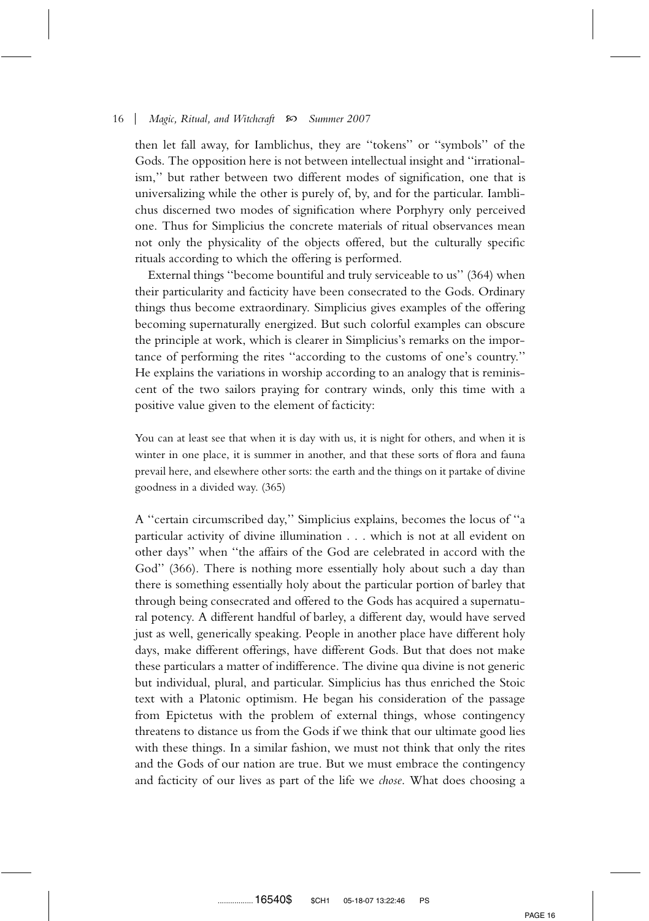then let fall away, for Iamblichus, they are ''tokens'' or ''symbols'' of the Gods. The opposition here is not between intellectual insight and ''irrationalism,'' but rather between two different modes of signification, one that is universalizing while the other is purely of, by, and for the particular. Iamblichus discerned two modes of signification where Porphyry only perceived one. Thus for Simplicius the concrete materials of ritual observances mean not only the physicality of the objects offered, but the culturally specific rituals according to which the offering is performed.

External things ''become bountiful and truly serviceable to us'' (364) when their particularity and facticity have been consecrated to the Gods. Ordinary things thus become extraordinary. Simplicius gives examples of the offering becoming supernaturally energized. But such colorful examples can obscure the principle at work, which is clearer in Simplicius's remarks on the importance of performing the rites ''according to the customs of one's country.'' He explains the variations in worship according to an analogy that is reminiscent of the two sailors praying for contrary winds, only this time with a positive value given to the element of facticity:

> You can at least see that when it is day with us, it is night for others, and when it is winter in one place, it is summer in another, and that these sorts of flora and fauna prevail here, and elsewhere other sorts: the earth and the things on it partake of divine goodness in a divided way. (365)

A ''certain circumscribed day,'' Simplicius explains, becomes the locus of ''a particular activity of divine illumination . . . which is not at all evident on other days'' when ''the affairs of the God are celebrated in accord with the God'' (366). There is nothing more essentially holy about such a day than there is something essentially holy about the particular portion of barley that through being consecrated and offered to the Gods has acquired a supernatural potency. A different handful of barley, a different day, would have served just as well, generically speaking. People in another place have different holy days, make different offerings, have different Gods. But that does not make these particulars a matter of indifference. The divine qua divine is not generic but individual, plural, and particular. Simplicius has thus enriched the Stoic text with a Platonic optimism. He began his consideration of the passage from Epictetus with the problem of external things, whose contingency threatens to distance us from the Gods if we think that our ultimate good lies with these things. In a similar fashion, we must not think that only the rites and the Gods of our nation are true. But we must embrace the contingency and facticity of our lives as part of the life we *chose*. What does choosing a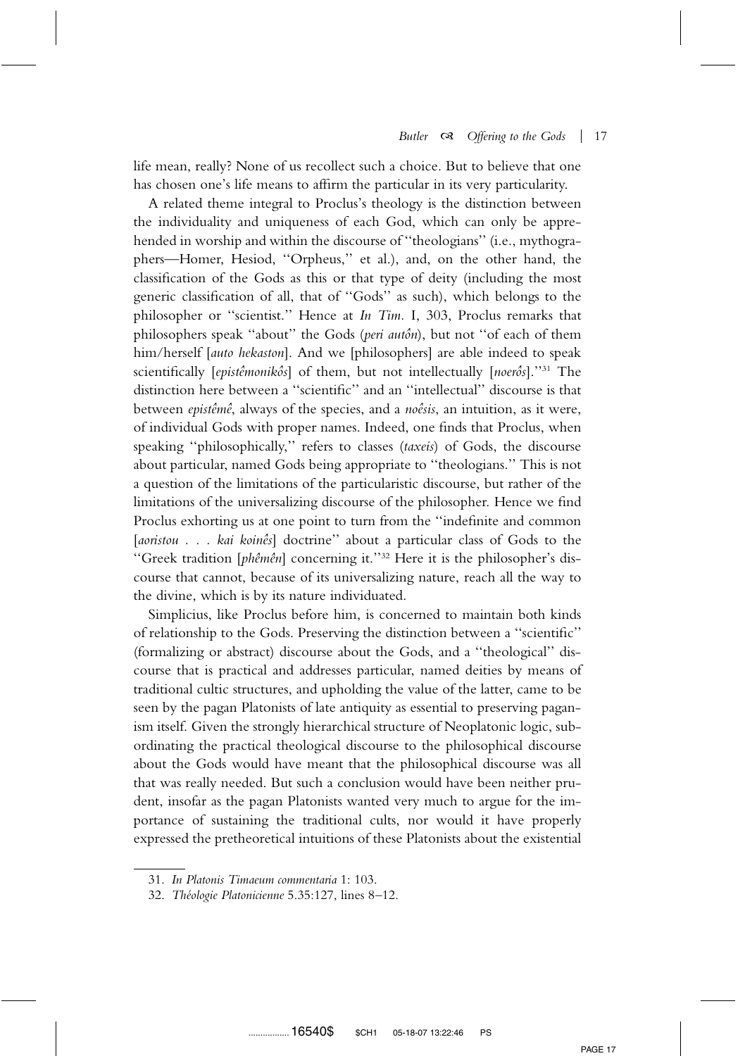life mean, really? None of us recollect such a choice. But to believe that one has chosen one's life means to affirm the particular in its very particularity.

A related theme integral to Proclus's theology is the distinction between the individuality and uniqueness of each God, which can only be apprehended in worship and within the discourse of ''theologians'' (i.e., mythographers—Homer, Hesiod, ''Orpheus,'' et al.), and, on the other hand, the classification of the Gods as this or that type of deity (including the most generic classification of all, that of ''Gods'' as such), which belongs to the philosopher or ''scientist.'' Hence at *In Tim.* I, 303, Proclus remarks that philosophers speak ''about'' the Gods (*peri autôn*), but not ''of each of them him/herself [*auto hekaston*]. And we [philosophers] are able indeed to speak scientifically [*epistêmonikôs*] of them, but not intellectually [*noerôs*].''[31] The distinction here between a ''scientific'' and an ''intellectual'' discourse is that between *epistêmê*, always of the species, and a *noêsis*, an intuition, as it were, of individual Gods with proper names. Indeed, one finds that Proclus, when speaking ''philosophically,'' refers to classes (*taxeis*) of Gods, the discourse about particular, named Gods being appropriate to ''theologians.'' This is not a question of the limitations of the particularistic discourse, but rather of the limitations of the universalizing discourse of the philosopher. Hence we find Proclus exhorting us at one point to turn from the ''indefinite and common [*aoristou . . . kai koinês*] doctrine'' about a particular class of Gods to the ''Greek tradition [*phêmên*] concerning it.''[32] Here it is the philosopher's discourse that cannot, because of its universalizing nature, reach all the way to the divine, which is by its nature individuated.

Simplicius, like Proclus before him, is concerned to maintain both kinds of relationship to the Gods. Preserving the distinction between a ''scientific'' (formalizing or abstract) discourse about the Gods, and a ''theological'' discourse that is practical and addresses particular, named deities by means of traditional cultic structures, and upholding the value of the latter, came to be seen by the pagan Platonists of late antiquity as essential to preserving paganism itself. Given the strongly hierarchical structure of Neoplatonic logic, subordinating the practical theological discourse to the philosophical discourse about the Gods would have meant that the philosophical discourse was all that was really needed. But such a conclusion would have been neither prudent, insofar as the pagan Platonists wanted very much to argue for the importance of sustaining the traditional cults, nor would it have properly expressed the pretheoretical intuitions of these Platonists about the existential

31. *In Platonis Timaeum commentaria* 1: 103.

32. *Théologie Platonicienne* 5.35:127, lines 8–12.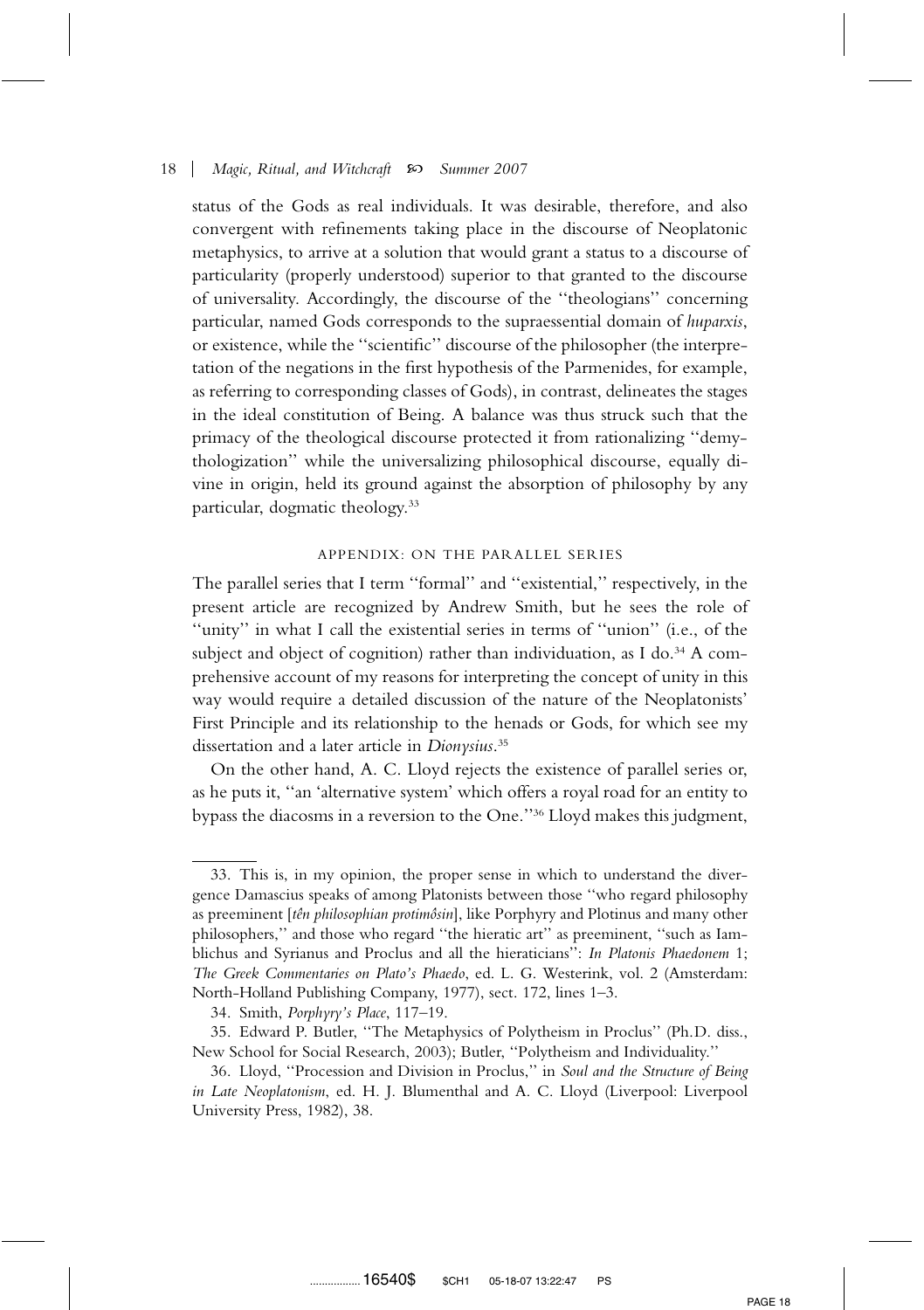status of the Gods as real individuals. It was desirable, therefore, and also convergent with refinements taking place in the discourse of Neoplatonic metaphysics, to arrive at a solution that would grant a status to a discourse of particularity (properly understood) superior to that granted to the discourse of universality. Accordingly, the discourse of the ''theologians'' concerning particular, named Gods corresponds to the supraessential domain of *huparxis*, or existence, while the ''scientific'' discourse of the philosopher (the interpretation of the negations in the first hypothesis of the Parmenides, for example, as referring to corresponding classes of Gods), in contrast, delineates the stages in the ideal constitution of Being. A balance was thus struck such that the primacy of the theological discourse protected it from rationalizing ''demythologization'' while the universalizing philosophical discourse, equally divine in origin, held its ground against the absorption of philosophy by any particular, dogmatic theology.[33]

## APPENDIX: ON THE PARALLEL SERIES

The parallel series that I term ''formal'' and ''existential,'' respectively, in the present article are recognized by Andrew Smith, but he sees the role of ''unity'' in what I call the existential series in terms of ''union'' (i.e., of the subject and object of cognition) rather than individuation, as I do.[34] A comprehensive account of my reasons for interpreting the concept of unity in this way would require a detailed discussion of the nature of the Neoplatonists' First Principle and its relationship to the henads or Gods, for which see my dissertation and a later article in *Dionysius*.[35]

On the other hand, A. C. Lloyd rejects the existence of parallel series or, as he puts it, ''an 'alternative system' which offers a royal road for an entity to bypass the diacosms in a reversion to the One.''[36] Lloyd makes this judgment,

---

33. This is, in my opinion, the proper sense in which to understand the divergence Damascius speaks of among Platonists between those ''who regard philosophy as preeminent [*tên philosophian protimôsin*], like Porphyry and Plotinus and many other philosophers,'' and those who regard ''the hieratic art'' as preeminent, ''such as Iamblichus and Syrianus and Proclus and all the hieraticians'': *In Platonis Phaedonem* 1; *The Greek Commentaries on Plato's Phaedo*, ed. L. G. Westerink, vol. 2 (Amsterdam: North-Holland Publishing Company, 1977), sect. 172, lines 1–3.

34. Smith, *Porphyry's Place*, 117–19.

35. Edward P. Butler, ''The Metaphysics of Polytheism in Proclus'' (Ph.D. diss., New School for Social Research, 2003); Butler, ''Polytheism and Individuality.''

36. Lloyd, ''Procession and Division in Proclus,'' in *Soul and the Structure of Being in Late Neoplatonism*, ed. H. J. Blumenthal and A. C. Lloyd (Liverpool: Liverpool University Press, 1982), 38.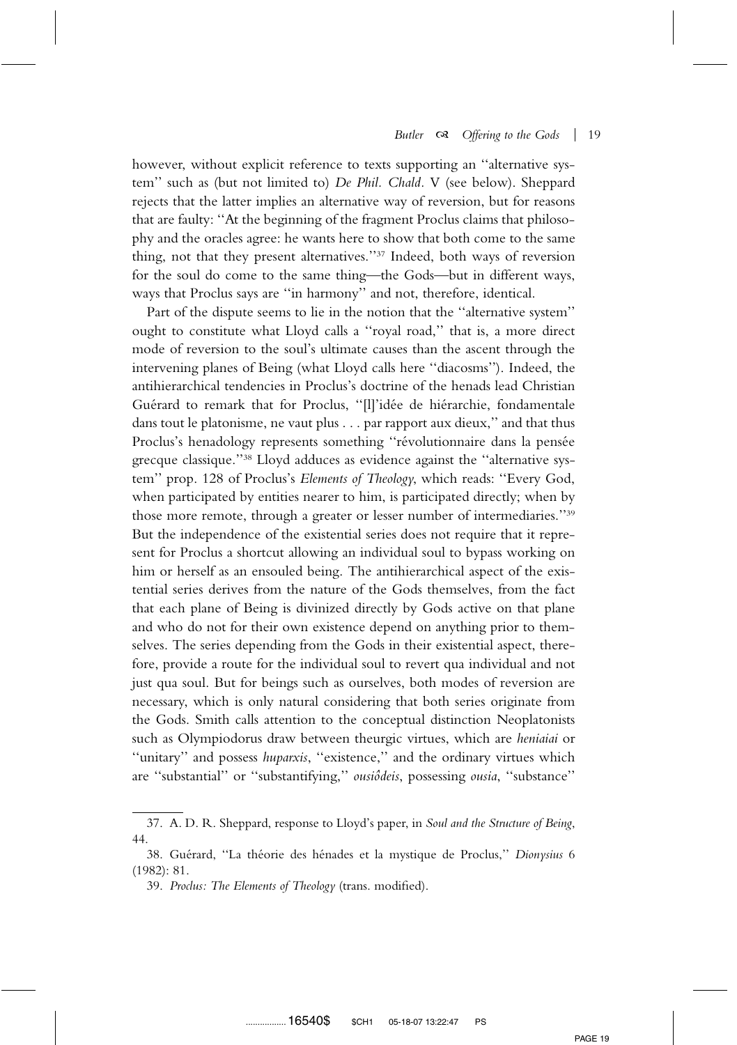however, without explicit reference to texts supporting an "alternative system" such as (but not limited to) *De Phil. Chald.* V (see below). Sheppard rejects that the latter implies an alternative way of reversion, but for reasons that are faulty: "At the beginning of the fragment Proclus claims that philosophy and the oracles agree: he wants here to show that both come to the same thing, not that they present alternatives."[37] Indeed, both ways of reversion for the soul do come to the same thing—the Gods—but in different ways, ways that Proclus says are "in harmony" and not, therefore, identical.

Part of the dispute seems to lie in the notion that the "alternative system" ought to constitute what Lloyd calls a "royal road," that is, a more direct mode of reversion to the soul's ultimate causes than the ascent through the intervening planes of Being (what Lloyd calls here "diacosms"). Indeed, the antihierarchical tendencies in Proclus's doctrine of the henads lead Christian Guérard to remark that for Proclus, "[l]'idée de hiérarchie, fondamentale dans tout le platonisme, ne vaut plus . . . par rapport aux dieux," and that thus Proclus's henadology represents something "révolutionnaire dans la pensée grecque classique."[38] Lloyd adduces as evidence against the "alternative system" prop. 128 of Proclus's *Elements of Theology*, which reads: "Every God, when participated by entities nearer to him, is participated directly; when by those more remote, through a greater or lesser number of intermediaries."[39] But the independence of the existential series does not require that it represent for Proclus a shortcut allowing an individual soul to bypass working on him or herself as an ensouled being. The antihierarchical aspect of the existential series derives from the nature of the Gods themselves, from the fact that each plane of Being is divinized directly by Gods active on that plane and who do not for their own existence depend on anything prior to themselves. The series depending from the Gods in their existential aspect, therefore, provide a route for the individual soul to revert qua individual and not just qua soul. But for beings such as ourselves, both modes of reversion are necessary, which is only natural considering that both series originate from the Gods. Smith calls attention to the conceptual distinction Neoplatonists such as Olympiodorus draw between theurgic virtues, which are *heniaiai* or "unitary" and possess *huparxis*, "existence," and the ordinary virtues which are "substantial" or "substantifying," *ousiôdeis*, possessing *ousia*, "substance"

---

37. A. D. R. Sheppard, response to Lloyd's paper, in *Soul and the Structure of Being*, 44.

38. Guérard, "La théorie des hénades et la mystique de Proclus," *Dionysius* 6 (1982): 81.

39. *Proclus: The Elements of Theology* (trans. modified).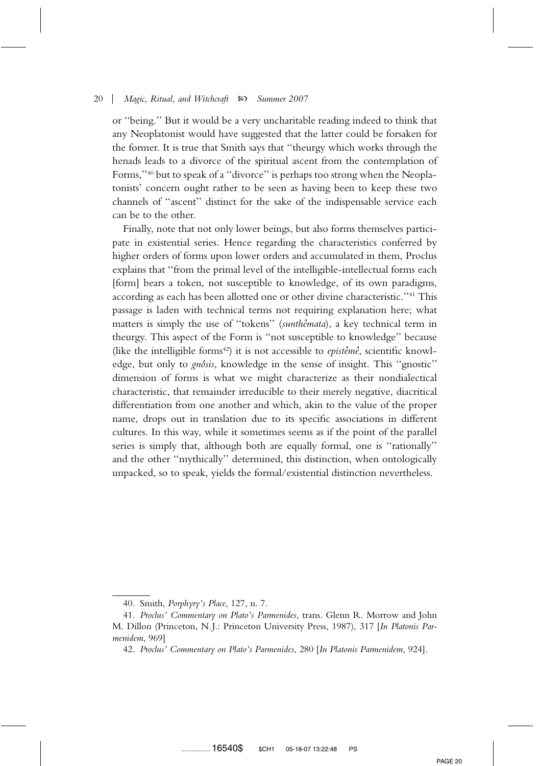or "being." But it would be a very uncharitable reading indeed to think that any Neoplatonist would have suggested that the latter could be forsaken for the former. It is true that Smith says that "theurgy which works through the henads leads to a divorce of the spiritual ascent from the contemplation of Forms,"[40] but to speak of a "divorce" is perhaps too strong when the Neoplatonists' concern ought rather to be seen as having been to keep these two channels of "ascent" distinct for the sake of the indispensable service each can be to the other.

Finally, note that not only lower beings, but also forms themselves participate in existential series. Hence regarding the characteristics conferred by higher orders of forms upon lower orders and accumulated in them, Proclus explains that "from the primal level of the intelligible-intellectual forms each [form] bears a token, not susceptible to knowledge, of its own paradigms, according as each has been allotted one or other divine characteristic."[41] This passage is laden with technical terms not requiring explanation here; what matters is simply the use of "tokens" (*sunthêmata*), a key technical term in theurgy. This aspect of the Form is "not susceptible to knowledge" because (like the intelligible forms[42]) it is not accessible to *epistêmê*, scientific knowledge, but only to *gnôsis*, knowledge in the sense of insight. This "gnostic" dimension of forms is what we might characterize as their nondialectical characteristic, that remainder irreducible to their merely negative, diacritical differentiation from one another and which, akin to the value of the proper name, drops out in translation due to its specific associations in different cultures. In this way, while it sometimes seems as if the point of the parallel series is simply that, although both are equally formal, one is "rationally" and the other "mythically" determined, this distinction, when ontologically unpacked, so to speak, yields the formal/existential distinction nevertheless.

---

40. Smith, *Porphyry's Place*, 127, n. 7.

41. *Proclus' Commentary on Plato's Parmenides*, trans. Glenn R. Morrow and John M. Dillon (Princeton, N.J.: Princeton University Press, 1987), 317 [*In Platonis Parmenidem*, 969]

42. *Proclus' Commentary on Plato's Parmenides*, 280 [*In Platonis Parmenidem*, 924].